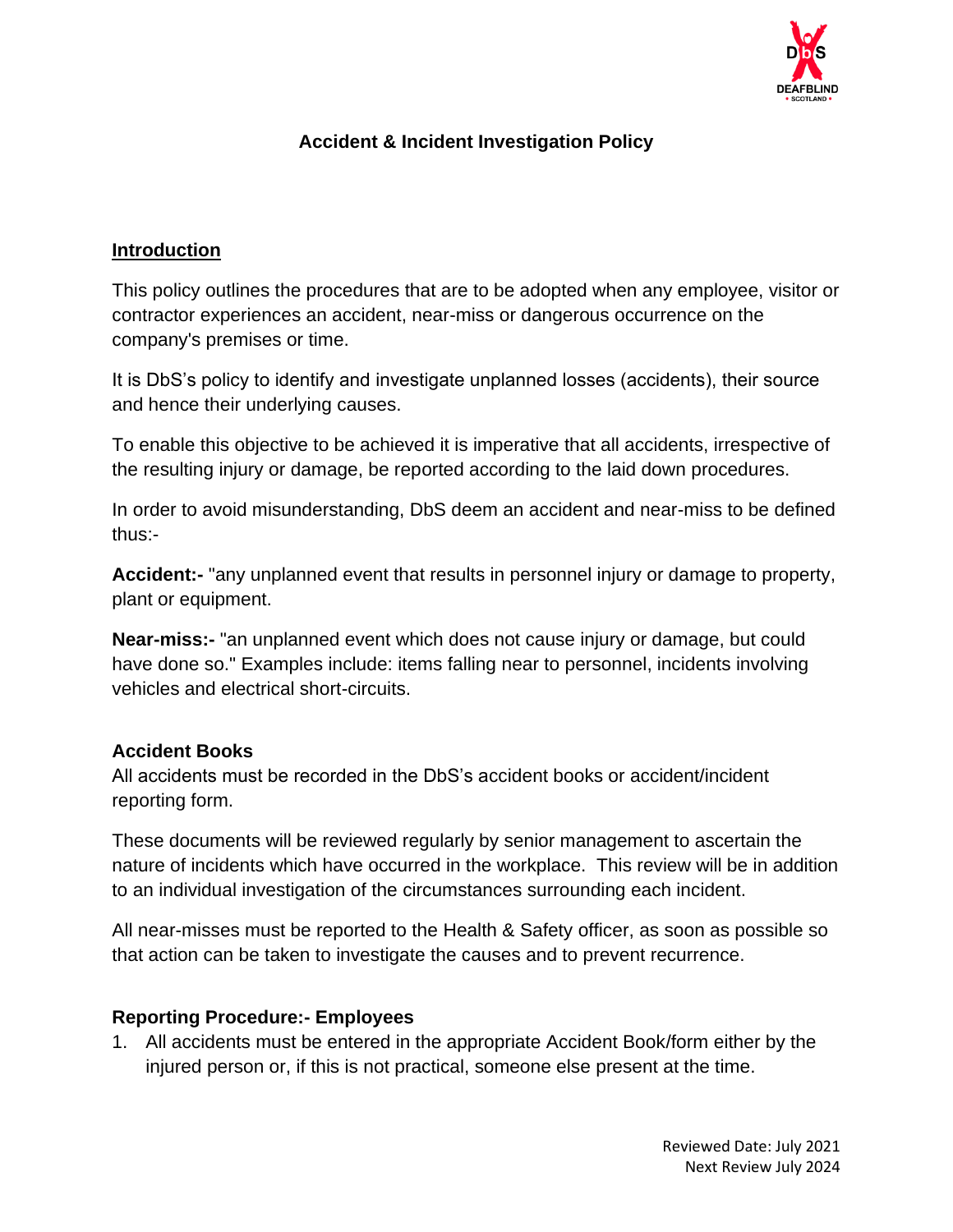# Accident & Incident Investigation Policy

## Introduction

This policy outlines the procedures that are to be adopted when any employee, visitor or contractor experiences an accident, near-miss or dangerous occurrence on the company's premises or time.

It is DbS's policy to identify and investigate unplanned losses (accidents), their source and hence their underlying causes.

To enable this objective to be achieved it is imperative that all accidents, irrespective of the resulting injury or damage, be reported according to the laid down procedures.

In order to avoid misunderstanding, DbS deem an accident and near-miss to be defined thus:-

**Accident:-** "any unplanned event that results in personnel injury or damage to property, plant or equipment.

**Near-miss:-** "an unplanned event which does not cause injury or damage, but could have done so." Examples include: items falling near to personnel, incidents involving vehicles and electrical short-circuits.

### Accident Books

All accidents must be recorded in the DbS's accident books or accident/incident reporting form.

These documents will be reviewed regularly by senior management to ascertain the nature of incidents which have occurred in the workplace. This review will be in addition to an individual investigation of the circumstances surrounding each incident.

All near-misses must be reported to the Health & Safety officer, as soon as possible so that action can be taken to investigate the causes and to prevent recurrence.

### Reporting Procedure:- Employees

1. All accidents must be entered in the appropriate Accident Book/form either by the injured person or, if this is not practical, someone else present at the time.

Reviewed Date: July 2021
Next Review July 2024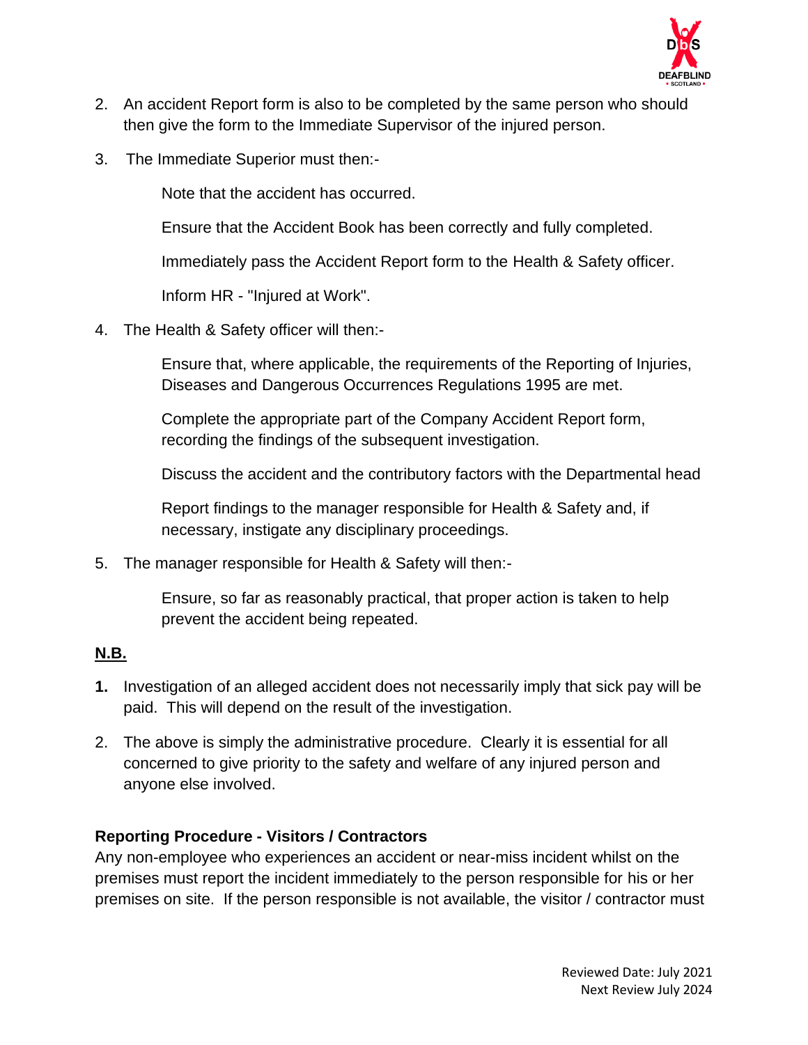2. An accident Report form is also to be completed by the same person who should then give the form to the Immediate Supervisor of the injured person.

3. The Immediate Superior must then:-

   Note that the accident has occurred.

   Ensure that the Accident Book has been correctly and fully completed.

   Immediately pass the Accident Report form to the Health & Safety officer.

   Inform HR - "Injured at Work".

4. The Health & Safety officer will then:-

   Ensure that, where applicable, the requirements of the Reporting of Injuries, Diseases and Dangerous Occurrences Regulations 1995 are met.

   Complete the appropriate part of the Company Accident Report form, recording the findings of the subsequent investigation.

   Discuss the accident and the contributory factors with the Departmental head

   Report findings to the manager responsible for Health & Safety and, if necessary, instigate any disciplinary proceedings.

5. The manager responsible for Health & Safety will then:-

   Ensure, so far as reasonably practical, that proper action is taken to help prevent the accident being repeated.

**N.B.**

**1.** Investigation of an alleged accident does not necessarily imply that sick pay will be paid. This will depend on the result of the investigation.

2. The above is simply the administrative procedure. Clearly it is essential for all concerned to give priority to the safety and welfare of any injured person and anyone else involved.

### Reporting Procedure - Visitors / Contractors

Any non-employee who experiences an accident or near-miss incident whilst on the premises must report the incident immediately to the person responsible for his or her premises on site. If the person responsible is not available, the visitor / contractor must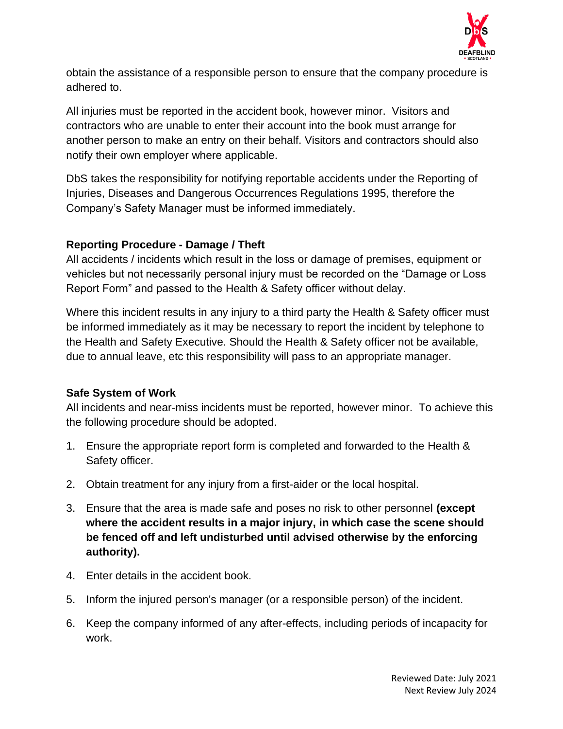obtain the assistance of a responsible person to ensure that the company procedure is adhered to.

All injuries must be reported in the accident book, however minor. Visitors and contractors who are unable to enter their account into the book must arrange for another person to make an entry on their behalf. Visitors and contractors should also notify their own employer where applicable.

DbS takes the responsibility for notifying reportable accidents under the Reporting of Injuries, Diseases and Dangerous Occurrences Regulations 1995, therefore the Company's Safety Manager must be informed immediately.

**Reporting Procedure - Damage / Theft**

All accidents / incidents which result in the loss or damage of premises, equipment or vehicles but not necessarily personal injury must be recorded on the "Damage or Loss Report Form" and passed to the Health & Safety officer without delay.

Where this incident results in any injury to a third party the Health & Safety officer must be informed immediately as it may be necessary to report the incident by telephone to the Health and Safety Executive. Should the Health & Safety officer not be available, due to annual leave, etc this responsibility will pass to an appropriate manager.

**Safe System of Work**

All incidents and near-miss incidents must be reported, however minor. To achieve this the following procedure should be adopted.

1. Ensure the appropriate report form is completed and forwarded to the Health & Safety officer.
2. Obtain treatment for any injury from a first-aider or the local hospital.
3. Ensure that the area is made safe and poses no risk to other personnel **(except where the accident results in a major injury, in which case the scene should be fenced off and left undisturbed until advised otherwise by the enforcing authority).**
4. Enter details in the accident book.
5. Inform the injured person's manager (or a responsible person) of the incident.
6. Keep the company informed of any after-effects, including periods of incapacity for work.

Reviewed Date: July 2021
Next Review July 2024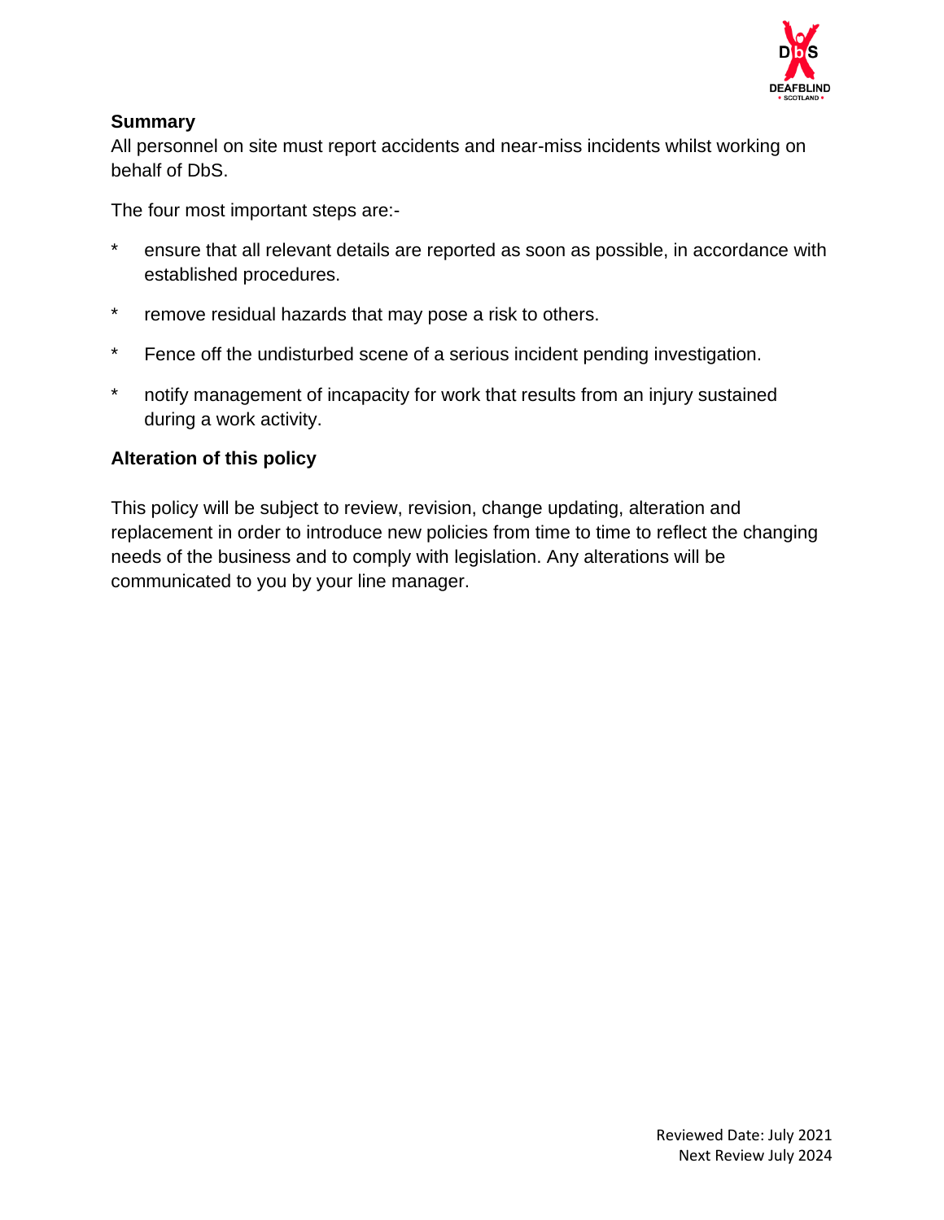## Summary

All personnel on site must report accidents and near-miss incidents whilst working on behalf of DbS.

The four most important steps are:-

- ensure that all relevant details are reported as soon as possible, in accordance with established procedures.
- remove residual hazards that may pose a risk to others.
- Fence off the undisturbed scene of a serious incident pending investigation.
- notify management of incapacity for work that results from an injury sustained during a work activity.

## Alteration of this policy

This policy will be subject to review, revision, change updating, alteration and replacement in order to introduce new policies from time to time to reflect the changing needs of the business and to comply with legislation. Any alterations will be communicated to you by your line manager.

Reviewed Date: July 2021
Next Review July 2024